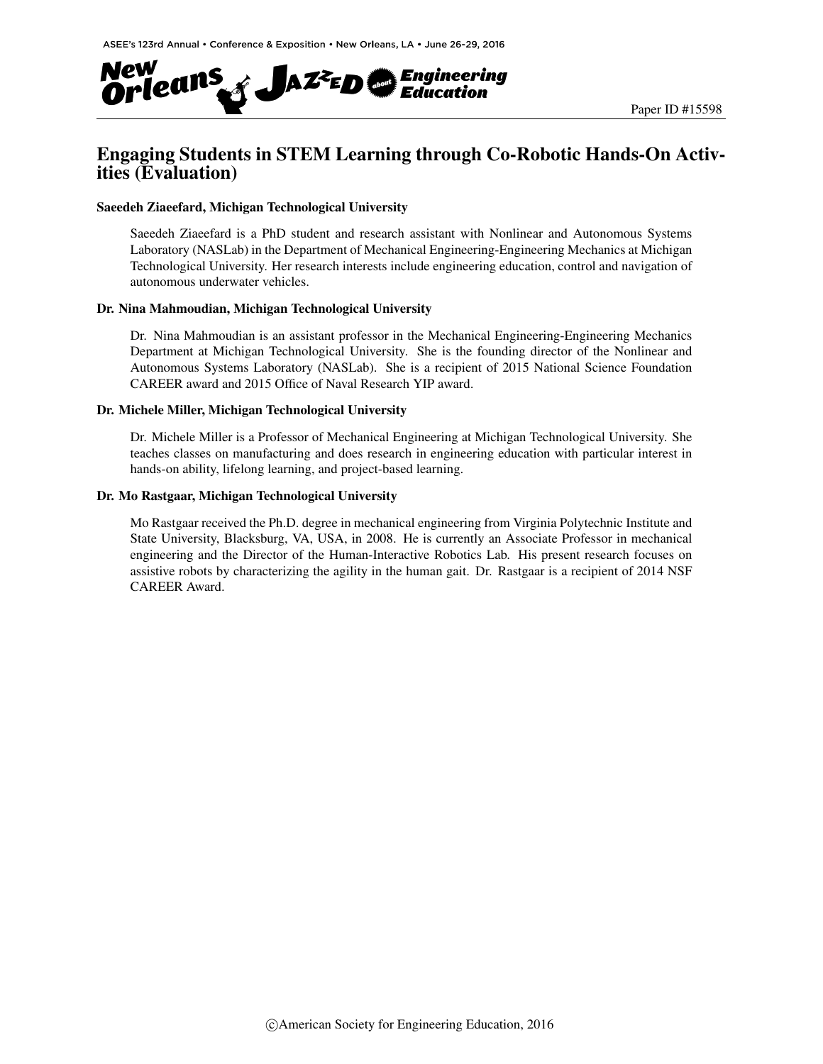Paper ID #15598

# Engaging Students in STEM Learning through Co-Robotic Hands-On Activities (Evaluation)

**Saeedeh Ziaeefard, Michigan Technological University**

Saeedeh Ziaeefard is a PhD student and research assistant with Nonlinear and Autonomous Systems Laboratory (NASLab) in the Department of Mechanical Engineering-Engineering Mechanics at Michigan Technological University. Her research interests include engineering education, control and navigation of autonomous underwater vehicles.

**Dr. Nina Mahmoudian, Michigan Technological University**

Dr. Nina Mahmoudian is an assistant professor in the Mechanical Engineering-Engineering Mechanics Department at Michigan Technological University. She is the founding director of the Nonlinear and Autonomous Systems Laboratory (NASLab). She is a recipient of 2015 National Science Foundation CAREER award and 2015 Office of Naval Research YIP award.

**Dr. Michele Miller, Michigan Technological University**

Dr. Michele Miller is a Professor of Mechanical Engineering at Michigan Technological University. She teaches classes on manufacturing and does research in engineering education with particular interest in hands-on ability, lifelong learning, and project-based learning.

**Dr. Mo Rastgaar, Michigan Technological University**

Mo Rastgaar received the Ph.D. degree in mechanical engineering from Virginia Polytechnic Institute and State University, Blacksburg, VA, USA, in 2008. He is currently an Associate Professor in mechanical engineering and the Director of the Human-Interactive Robotics Lab. His present research focuses on assistive robots by characterizing the agility in the human gait. Dr. Rastgaar is a recipient of 2014 NSF CAREER Award.

©American Society for Engineering Education, 2016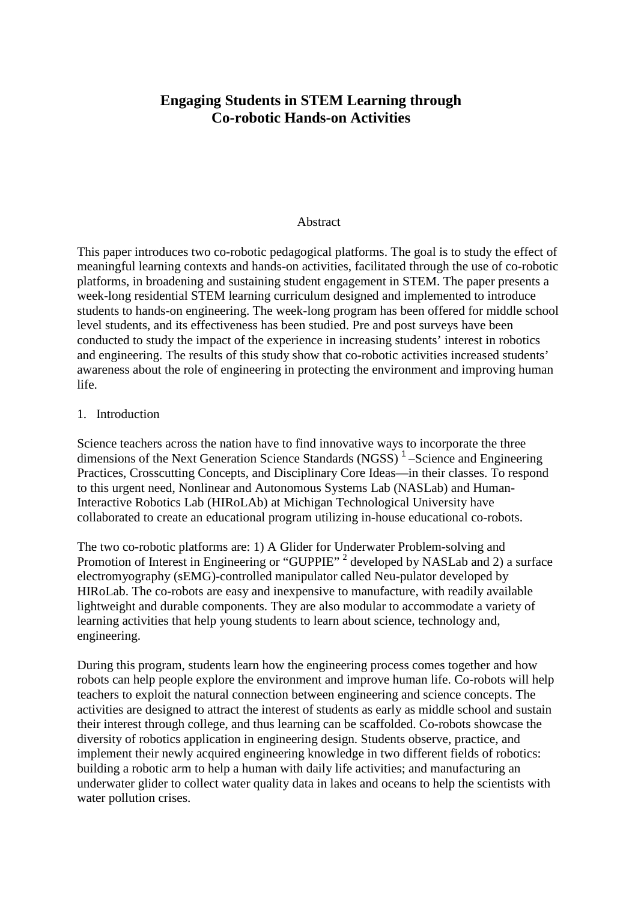# Engaging Students in STEM Learning through Co-robotic Hands-on Activities

## Abstract

This paper introduces two co-robotic pedagogical platforms. The goal is to study the effect of meaningful learning contexts and hands-on activities, facilitated through the use of co-robotic platforms, in broadening and sustaining student engagement in STEM. The paper presents a week-long residential STEM learning curriculum designed and implemented to introduce students to hands-on engineering. The week-long program has been offered for middle school level students, and its effectiveness has been studied. Pre and post surveys have been conducted to study the impact of the experience in increasing students' interest in robotics and engineering. The results of this study show that co-robotic activities increased students' awareness about the role of engineering in protecting the environment and improving human life.

## 1. Introduction

Science teachers across the nation have to find innovative ways to incorporate the three dimensions of the Next Generation Science Standards (NGSS) [1] –Science and Engineering Practices, Crosscutting Concepts, and Disciplinary Core Ideas—in their classes. To respond to this urgent need, Nonlinear and Autonomous Systems Lab (NASLab) and Human-Interactive Robotics Lab (HIRoLAb) at Michigan Technological University have collaborated to create an educational program utilizing in-house educational co-robots.

The two co-robotic platforms are: 1) A Glider for Underwater Problem-solving and Promotion of Interest in Engineering or "GUPPIE" [2] developed by NASLab and 2) a surface electromyography (sEMG)-controlled manipulator called Neu-pulator developed by HIRoLab. The co-robots are easy and inexpensive to manufacture, with readily available lightweight and durable components. They are also modular to accommodate a variety of learning activities that help young students to learn about science, technology and, engineering.

During this program, students learn how the engineering process comes together and how robots can help people explore the environment and improve human life. Co-robots will help teachers to exploit the natural connection between engineering and science concepts. The activities are designed to attract the interest of students as early as middle school and sustain their interest through college, and thus learning can be scaffolded. Co-robots showcase the diversity of robotics application in engineering design. Students observe, practice, and implement their newly acquired engineering knowledge in two different fields of robotics: building a robotic arm to help a human with daily life activities; and manufacturing an underwater glider to collect water quality data in lakes and oceans to help the scientists with water pollution crises.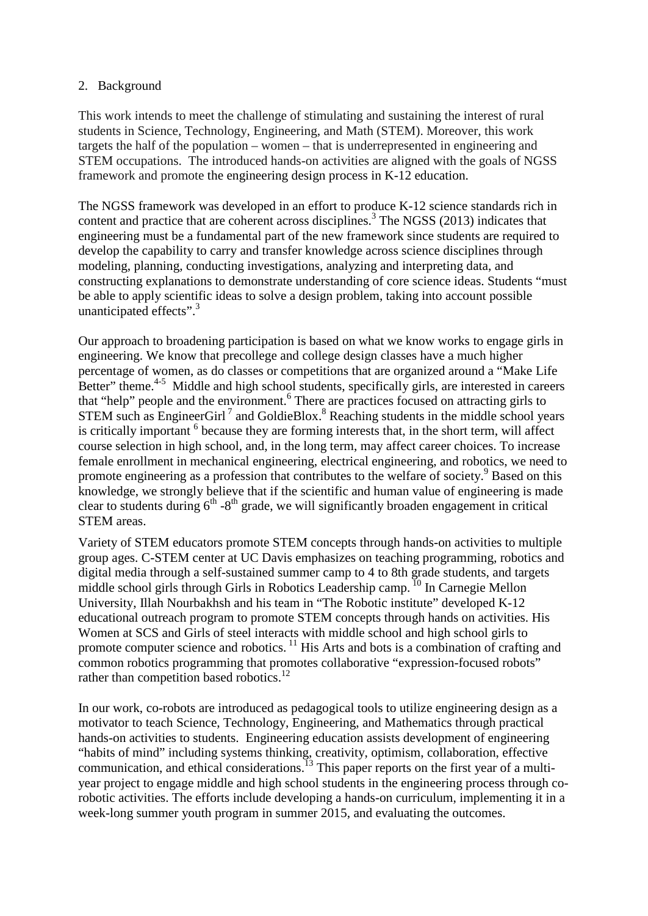## 2. Background

This work intends to meet the challenge of stimulating and sustaining the interest of rural students in Science, Technology, Engineering, and Math (STEM). Moreover, this work targets the half of the population – women – that is underrepresented in engineering and STEM occupations. The introduced hands-on activities are aligned with the goals of NGSS framework and promote the engineering design process in K-12 education.

The NGSS framework was developed in an effort to produce K-12 science standards rich in content and practice that are coherent across disciplines.[3] The NGSS (2013) indicates that engineering must be a fundamental part of the new framework since students are required to develop the capability to carry and transfer knowledge across science disciplines through modeling, planning, conducting investigations, analyzing and interpreting data, and constructing explanations to demonstrate understanding of core science ideas. Students "must be able to apply scientific ideas to solve a design problem, taking into account possible unanticipated effects".[3]

Our approach to broadening participation is based on what we know works to engage girls in engineering. We know that precollege and college design classes have a much higher percentage of women, as do classes or competitions that are organized around a "Make Life Better" theme.[4-5] Middle and high school students, specifically girls, are interested in careers that "help" people and the environment.[6] There are practices focused on attracting girls to STEM such as EngineerGirl[7] and GoldieBlox.[8] Reaching students in the middle school years is critically important [6] because they are forming interests that, in the short term, will affect course selection in high school, and, in the long term, may affect career choices. To increase female enrollment in mechanical engineering, electrical engineering, and robotics, we need to promote engineering as a profession that contributes to the welfare of society.[9] Based on this knowledge, we strongly believe that if the scientific and human value of engineering is made clear to students during 6th -8th grade, we will significantly broaden engagement in critical STEM areas.

Variety of STEM educators promote STEM concepts through hands-on activities to multiple group ages. C-STEM center at UC Davis emphasizes on teaching programming, robotics and digital media through a self-sustained summer camp to 4 to 8th grade students, and targets middle school girls through Girls in Robotics Leadership camp.[10] In Carnegie Mellon University, Illah Nourbakhsh and his team in "The Robotic institute" developed K-12 educational outreach program to promote STEM concepts through hands on activities. His Women at SCS and Girls of steel interacts with middle school and high school girls to promote computer science and robotics.[11] His Arts and bots is a combination of crafting and common robotics programming that promotes collaborative "expression-focused robots" rather than competition based robotics.[12]

In our work, co-robots are introduced as pedagogical tools to utilize engineering design as a motivator to teach Science, Technology, Engineering, and Mathematics through practical hands-on activities to students. Engineering education assists development of engineering "habits of mind" including systems thinking, creativity, optimism, collaboration, effective communication, and ethical considerations.[13] This paper reports on the first year of a multi-year project to engage middle and high school students in the engineering process through co-robotic activities. The efforts include developing a hands-on curriculum, implementing it in a week-long summer youth program in summer 2015, and evaluating the outcomes.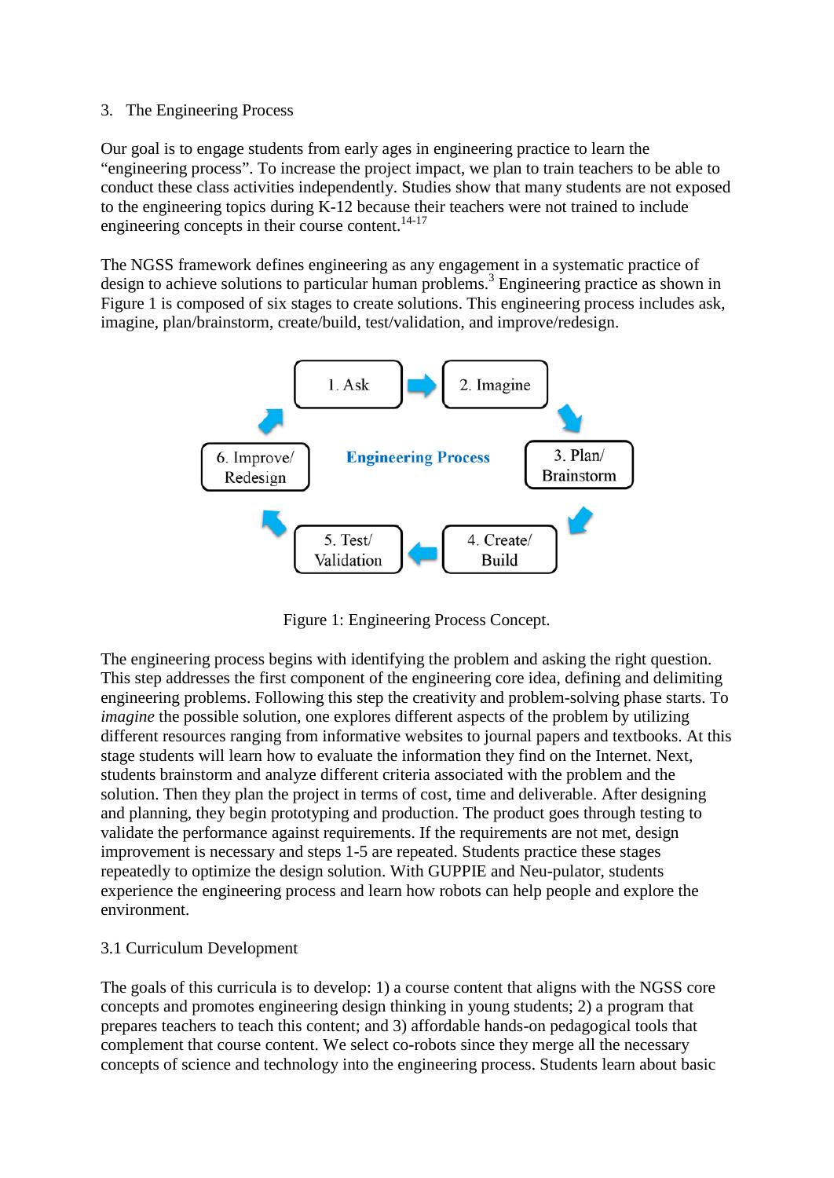## 3. The Engineering Process

Our goal is to engage students from early ages in engineering practice to learn the "engineering process". To increase the project impact, we plan to train teachers to be able to conduct these class activities independently. Studies show that many students are not exposed to the engineering topics during K-12 because their teachers were not trained to include engineering concepts in their course content.[14-17]

The NGSS framework defines engineering as any engagement in a systematic practice of design to achieve solutions to particular human problems.[3] Engineering practice as shown in Figure 1 is composed of six stages to create solutions. This engineering process includes ask, imagine, plan/brainstorm, create/build, test/validation, and improve/redesign.

Figure 1: Engineering Process Concept.

The engineering process begins with identifying the problem and asking the right question. This step addresses the first component of the engineering core idea, defining and delimiting engineering problems. Following this step the creativity and problem-solving phase starts. To *imagine* the possible solution, one explores different aspects of the problem by utilizing different resources ranging from informative websites to journal papers and textbooks. At this stage students will learn how to evaluate the information they find on the Internet. Next, students brainstorm and analyze different criteria associated with the problem and the solution. Then they plan the project in terms of cost, time and deliverable. After designing and planning, they begin prototyping and production. The product goes through testing to validate the performance against requirements. If the requirements are not met, design improvement is necessary and steps 1-5 are repeated. Students practice these stages repeatedly to optimize the design solution. With GUPPIE and Neu-pulator, students experience the engineering process and learn how robots can help people and explore the environment.

### 3.1 Curriculum Development

The goals of this curricula is to develop: 1) a course content that aligns with the NGSS core concepts and promotes engineering design thinking in young students; 2) a program that prepares teachers to teach this content; and 3) affordable hands-on pedagogical tools that complement that course content. We select co-robots since they merge all the necessary concepts of science and technology into the engineering process. Students learn about basic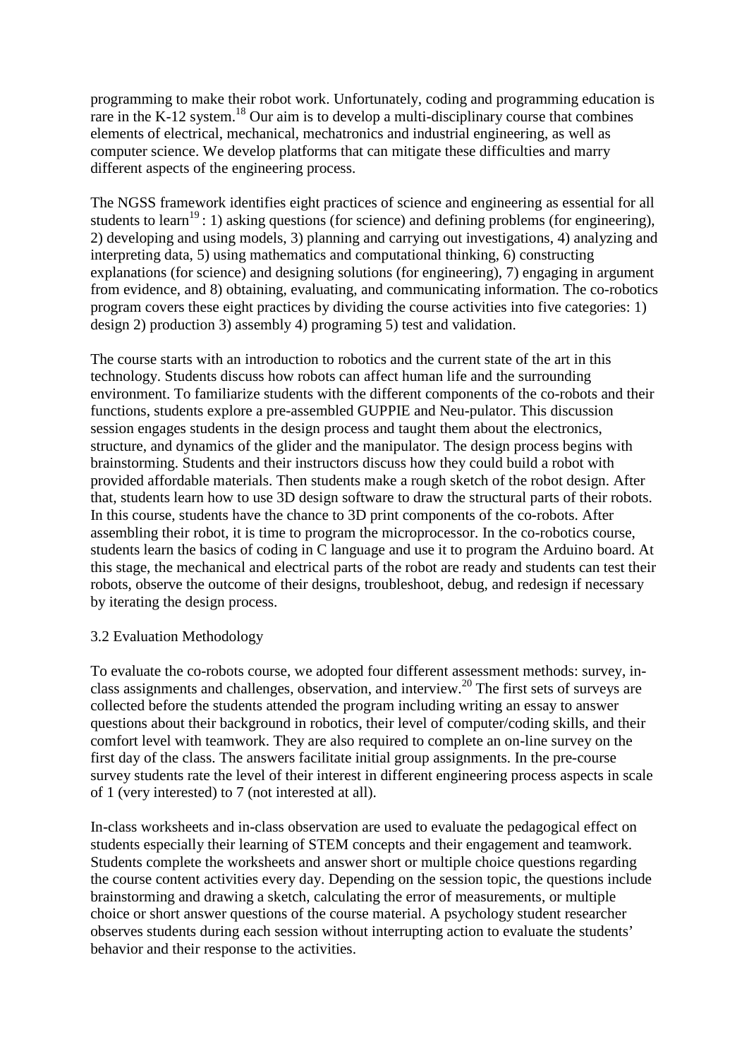programming to make their robot work. Unfortunately, coding and programming education is rare in the K-12 system.[18] Our aim is to develop a multi-disciplinary course that combines elements of electrical, mechanical, mechatronics and industrial engineering, as well as computer science. We develop platforms that can mitigate these difficulties and marry different aspects of the engineering process.

The NGSS framework identifies eight practices of science and engineering as essential for all students to learn[19] : 1) asking questions (for science) and defining problems (for engineering), 2) developing and using models, 3) planning and carrying out investigations, 4) analyzing and interpreting data, 5) using mathematics and computational thinking, 6) constructing explanations (for science) and designing solutions (for engineering), 7) engaging in argument from evidence, and 8) obtaining, evaluating, and communicating information. The co-robotics program covers these eight practices by dividing the course activities into five categories: 1) design 2) production 3) assembly 4) programing 5) test and validation.

The course starts with an introduction to robotics and the current state of the art in this technology. Students discuss how robots can affect human life and the surrounding environment. To familiarize students with the different components of the co-robots and their functions, students explore a pre-assembled GUPPIE and Neu-pulator. This discussion session engages students in the design process and taught them about the electronics, structure, and dynamics of the glider and the manipulator. The design process begins with brainstorming. Students and their instructors discuss how they could build a robot with provided affordable materials. Then students make a rough sketch of the robot design. After that, students learn how to use 3D design software to draw the structural parts of their robots. In this course, students have the chance to 3D print components of the co-robots. After assembling their robot, it is time to program the microprocessor. In the co-robotics course, students learn the basics of coding in C language and use it to program the Arduino board. At this stage, the mechanical and electrical parts of the robot are ready and students can test their robots, observe the outcome of their designs, troubleshoot, debug, and redesign if necessary by iterating the design process.

### 3.2 Evaluation Methodology

To evaluate the co-robots course, we adopted four different assessment methods: survey, in-class assignments and challenges, observation, and interview.[20] The first sets of surveys are collected before the students attended the program including writing an essay to answer questions about their background in robotics, their level of computer/coding skills, and their comfort level with teamwork. They are also required to complete an on-line survey on the first day of the class. The answers facilitate initial group assignments. In the pre-course survey students rate the level of their interest in different engineering process aspects in scale of 1 (very interested) to 7 (not interested at all).

In-class worksheets and in-class observation are used to evaluate the pedagogical effect on students especially their learning of STEM concepts and their engagement and teamwork. Students complete the worksheets and answer short or multiple choice questions regarding the course content activities every day. Depending on the session topic, the questions include brainstorming and drawing a sketch, calculating the error of measurements, or multiple choice or short answer questions of the course material. A psychology student researcher observes students during each session without interrupting action to evaluate the students' behavior and their response to the activities.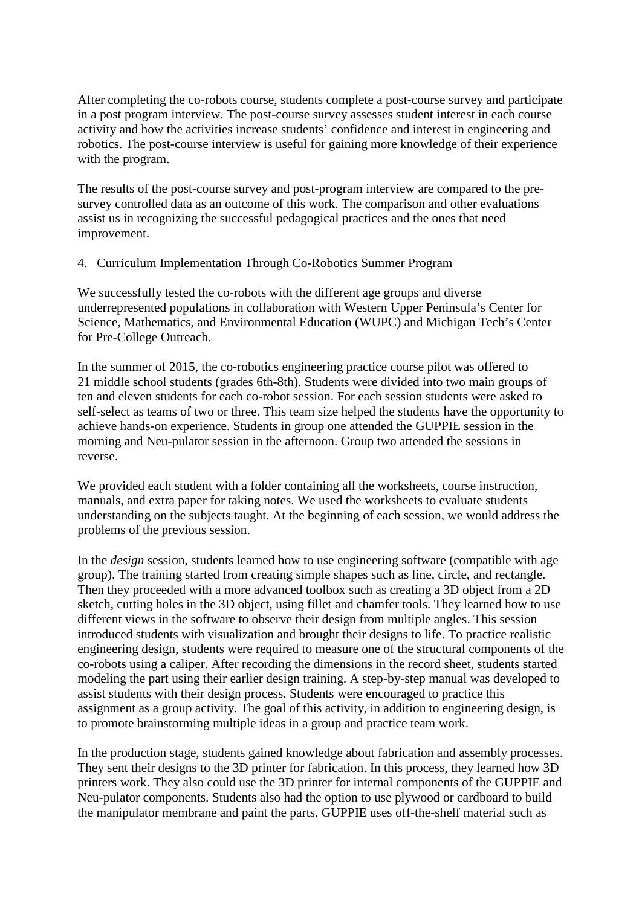After completing the co-robots course, students complete a post-course survey and participate in a post program interview. The post-course survey assesses student interest in each course activity and how the activities increase students' confidence and interest in engineering and robotics. The post-course interview is useful for gaining more knowledge of their experience with the program.

The results of the post-course survey and post-program interview are compared to the pre-survey controlled data as an outcome of this work. The comparison and other evaluations assist us in recognizing the successful pedagogical practices and the ones that need improvement.

## 4. Curriculum Implementation Through Co-Robotics Summer Program

We successfully tested the co-robots with the different age groups and diverse underrepresented populations in collaboration with Western Upper Peninsula's Center for Science, Mathematics, and Environmental Education (WUPC) and Michigan Tech's Center for Pre-College Outreach.

In the summer of 2015, the co-robotics engineering practice course pilot was offered to 21 middle school students (grades 6th-8th). Students were divided into two main groups of ten and eleven students for each co-robot session. For each session students were asked to self-select as teams of two or three. This team size helped the students have the opportunity to achieve hands-on experience. Students in group one attended the GUPPIE session in the morning and Neu-pulator session in the afternoon. Group two attended the sessions in reverse.

We provided each student with a folder containing all the worksheets, course instruction, manuals, and extra paper for taking notes. We used the worksheets to evaluate students understanding on the subjects taught. At the beginning of each session, we would address the problems of the previous session.

In the *design* session, students learned how to use engineering software (compatible with age group). The training started from creating simple shapes such as line, circle, and rectangle. Then they proceeded with a more advanced toolbox such as creating a 3D object from a 2D sketch, cutting holes in the 3D object, using fillet and chamfer tools. They learned how to use different views in the software to observe their design from multiple angles. This session introduced students with visualization and brought their designs to life. To practice realistic engineering design, students were required to measure one of the structural components of the co-robots using a caliper. After recording the dimensions in the record sheet, students started modeling the part using their earlier design training. A step-by-step manual was developed to assist students with their design process. Students were encouraged to practice this assignment as a group activity. The goal of this activity, in addition to engineering design, is to promote brainstorming multiple ideas in a group and practice team work.

In the production stage, students gained knowledge about fabrication and assembly processes. They sent their designs to the 3D printer for fabrication. In this process, they learned how 3D printers work. They also could use the 3D printer for internal components of the GUPPIE and Neu-pulator components. Students also had the option to use plywood or cardboard to build the manipulator membrane and paint the parts. GUPPIE uses off-the-shelf material such as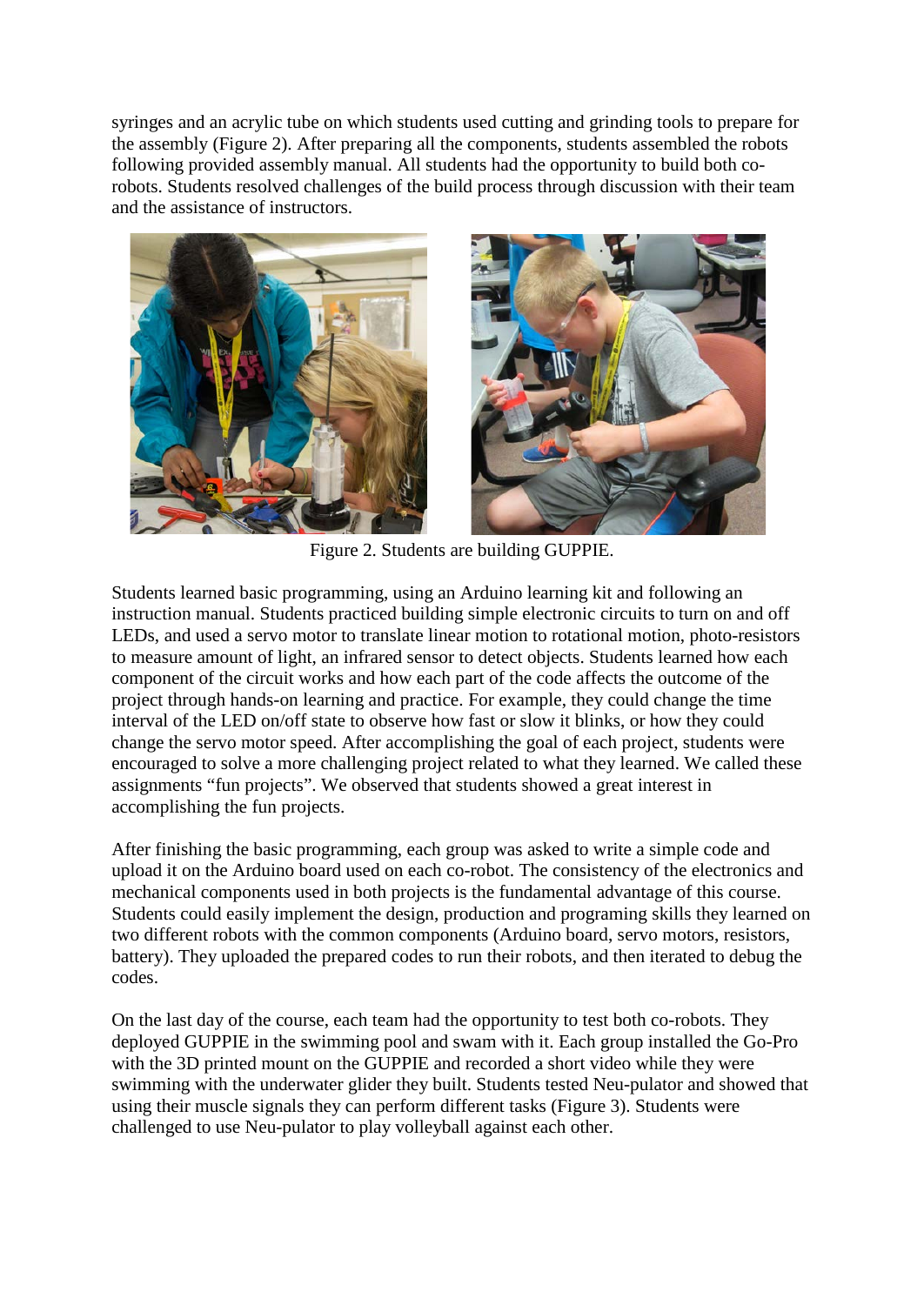syringes and an acrylic tube on which students used cutting and grinding tools to prepare for the assembly (Figure 2). After preparing all the components, students assembled the robots following provided assembly manual. All students had the opportunity to build both co-robots. Students resolved challenges of the build process through discussion with their team and the assistance of instructors.

Figure 2. Students are building GUPPIE.

Students learned basic programming, using an Arduino learning kit and following an instruction manual. Students practiced building simple electronic circuits to turn on and off LEDs, and used a servo motor to translate linear motion to rotational motion, photo-resistors to measure amount of light, an infrared sensor to detect objects. Students learned how each component of the circuit works and how each part of the code affects the outcome of the project through hands-on learning and practice. For example, they could change the time interval of the LED on/off state to observe how fast or slow it blinks, or how they could change the servo motor speed. After accomplishing the goal of each project, students were encouraged to solve a more challenging project related to what they learned. We called these assignments "fun projects". We observed that students showed a great interest in accomplishing the fun projects.

After finishing the basic programming, each group was asked to write a simple code and upload it on the Arduino board used on each co-robot. The consistency of the electronics and mechanical components used in both projects is the fundamental advantage of this course. Students could easily implement the design, production and programing skills they learned on two different robots with the common components (Arduino board, servo motors, resistors, battery). They uploaded the prepared codes to run their robots, and then iterated to debug the codes.

On the last day of the course, each team had the opportunity to test both co-robots. They deployed GUPPIE in the swimming pool and swam with it. Each group installed the Go-Pro with the 3D printed mount on the GUPPIE and recorded a short video while they were swimming with the underwater glider they built. Students tested Neu-pulator and showed that using their muscle signals they can perform different tasks (Figure 3). Students were challenged to use Neu-pulator to play volleyball against each other.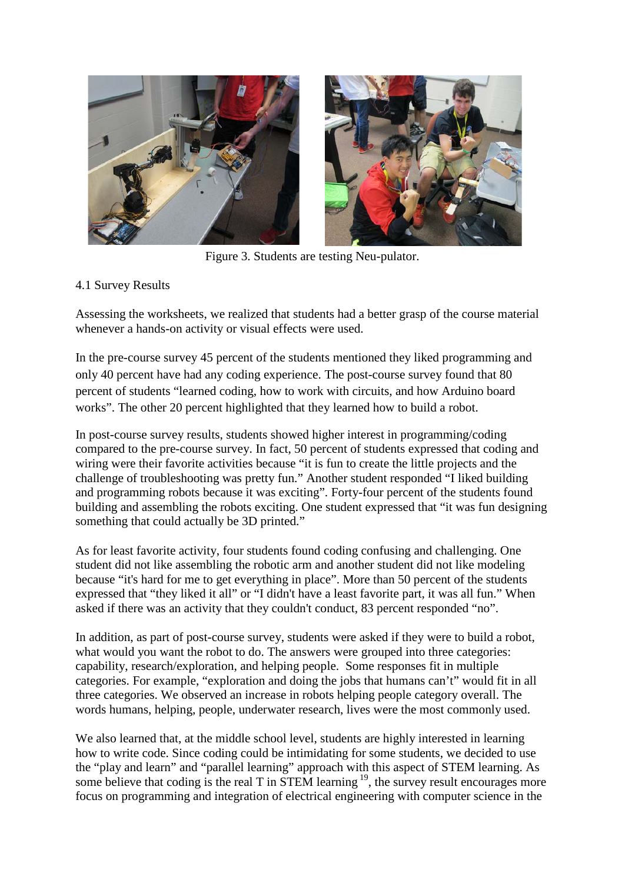Figure 3. Students are testing Neu-pulator.

4.1 Survey Results

Assessing the worksheets, we realized that students had a better grasp of the course material whenever a hands-on activity or visual effects were used.

In the pre-course survey 45 percent of the students mentioned they liked programming and only 40 percent have had any coding experience. The post-course survey found that 80 percent of students "learned coding, how to work with circuits, and how Arduino board works". The other 20 percent highlighted that they learned how to build a robot.

In post-course survey results, students showed higher interest in programming/coding compared to the pre-course survey. In fact, 50 percent of students expressed that coding and wiring were their favorite activities because "it is fun to create the little projects and the challenge of troubleshooting was pretty fun." Another student responded "I liked building and programming robots because it was exciting". Forty-four percent of the students found building and assembling the robots exciting. One student expressed that "it was fun designing something that could actually be 3D printed."

As for least favorite activity, four students found coding confusing and challenging. One student did not like assembling the robotic arm and another student did not like modeling because "it's hard for me to get everything in place". More than 50 percent of the students expressed that "they liked it all" or "I didn't have a least favorite part, it was all fun." When asked if there was an activity that they couldn't conduct, 83 percent responded "no".

In addition, as part of post-course survey, students were asked if they were to build a robot, what would you want the robot to do. The answers were grouped into three categories: capability, research/exploration, and helping people. Some responses fit in multiple categories. For example, "exploration and doing the jobs that humans can't" would fit in all three categories. We observed an increase in robots helping people category overall. The words humans, helping, people, underwater research, lives were the most commonly used.

We also learned that, at the middle school level, students are highly interested in learning how to write code. Since coding could be intimidating for some students, we decided to use the "play and learn" and "parallel learning" approach with this aspect of STEM learning. As some believe that coding is the real T in STEM learning [19], the survey result encourages more focus on programming and integration of electrical engineering with computer science in the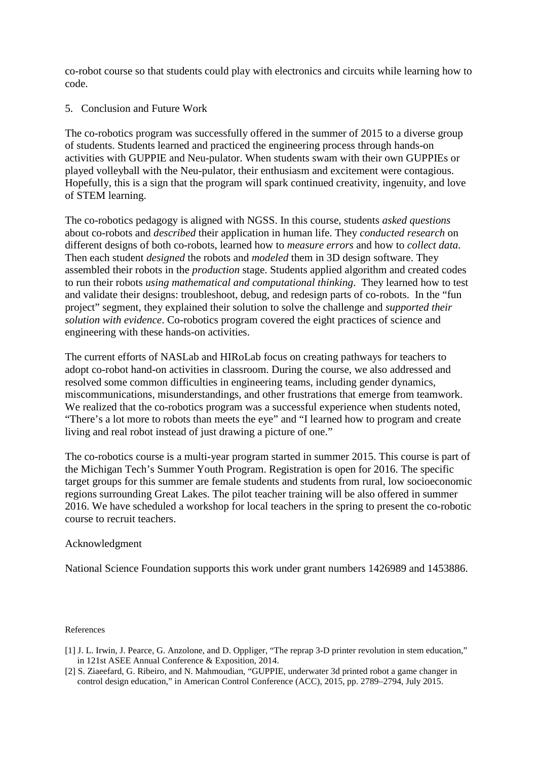co-robot course so that students could play with electronics and circuits while learning how to code.

## 5. Conclusion and Future Work

The co-robotics program was successfully offered in the summer of 2015 to a diverse group of students. Students learned and practiced the engineering process through hands-on activities with GUPPIE and Neu-pulator. When students swam with their own GUPPIEs or played volleyball with the Neu-pulator, their enthusiasm and excitement were contagious. Hopefully, this is a sign that the program will spark continued creativity, ingenuity, and love of STEM learning.

The co-robotics pedagogy is aligned with NGSS. In this course, students *asked questions* about co-robots and *described* their application in human life. They *conducted research* on different designs of both co-robots, learned how to *measure errors* and how to *collect data*. Then each student *designed* the robots and *modeled* them in 3D design software. They assembled their robots in the *production* stage. Students applied algorithm and created codes to run their robots *using mathematical and computational thinking*. They learned how to test and validate their designs: troubleshoot, debug, and redesign parts of co-robots. In the "fun project" segment, they explained their solution to solve the challenge and *supported their solution with evidence*. Co-robotics program covered the eight practices of science and engineering with these hands-on activities.

The current efforts of NASLab and HIRoLab focus on creating pathways for teachers to adopt co-robot hand-on activities in classroom. During the course, we also addressed and resolved some common difficulties in engineering teams, including gender dynamics, miscommunications, misunderstandings, and other frustrations that emerge from teamwork. We realized that the co-robotics program was a successful experience when students noted, "There's a lot more to robots than meets the eye" and "I learned how to program and create living and real robot instead of just drawing a picture of one."

The co-robotics course is a multi-year program started in summer 2015. This course is part of the Michigan Tech's Summer Youth Program. Registration is open for 2016. The specific target groups for this summer are female students and students from rural, low socioeconomic regions surrounding Great Lakes. The pilot teacher training will be also offered in summer 2016. We have scheduled a workshop for local teachers in the spring to present the co-robotic course to recruit teachers.

## Acknowledgment

National Science Foundation supports this work under grant numbers 1426989 and 1453886.

## References

[1] J. L. Irwin, J. Pearce, G. Anzolone, and D. Oppliger, "The reprap 3-D printer revolution in stem education," in 121st ASEE Annual Conference & Exposition, 2014.

[2] S. Ziaeefard, G. Ribeiro, and N. Mahmoudian, "GUPPIE, underwater 3d printed robot a game changer in control design education," in American Control Conference (ACC), 2015, pp. 2789–2794, July 2015.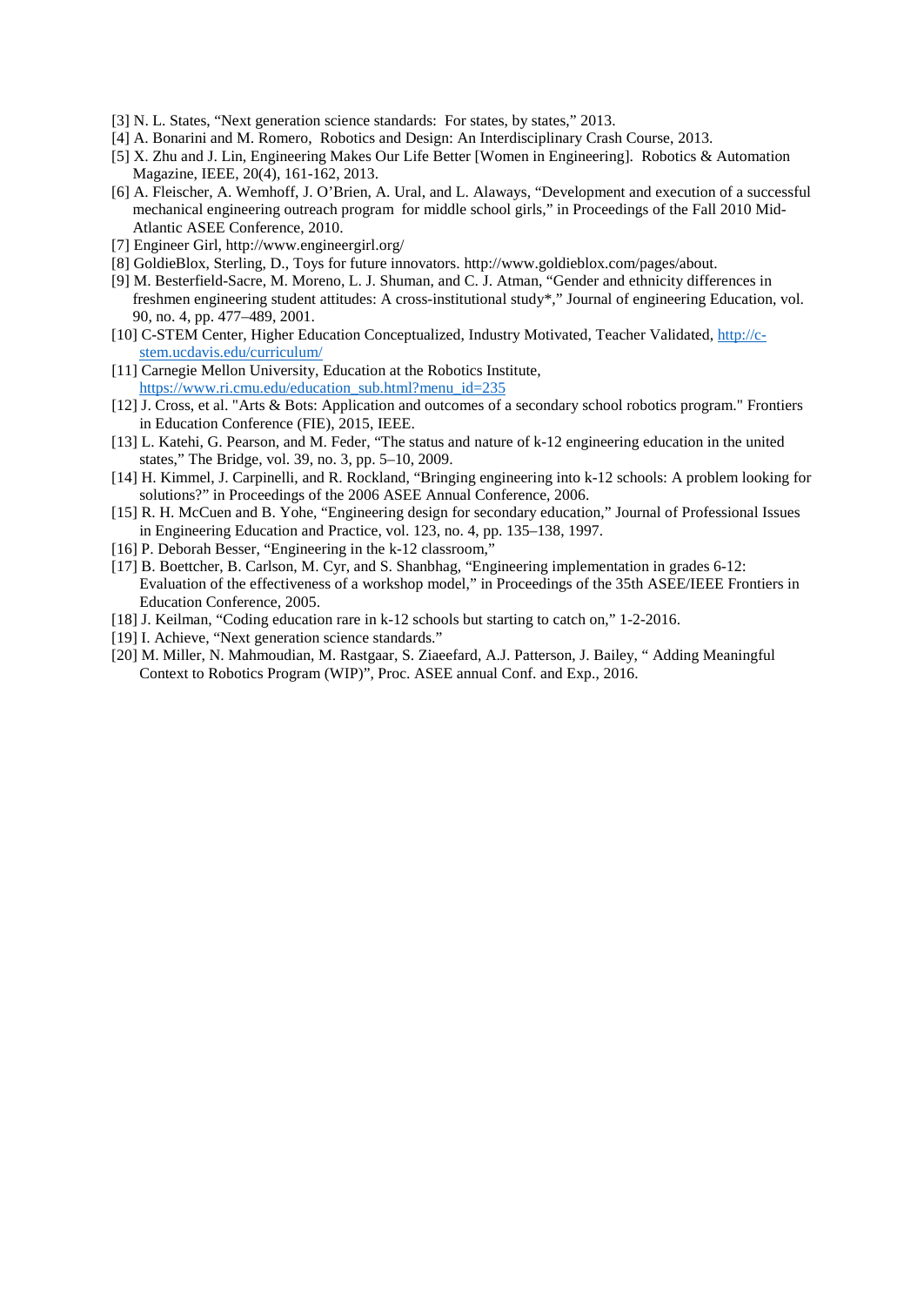[3] N. L. States, “Next generation science standards: For states, by states,” 2013.

[4] A. Bonarini and M. Romero, Robotics and Design: An Interdisciplinary Crash Course, 2013.

[5] X. Zhu and J. Lin, Engineering Makes Our Life Better [Women in Engineering]. Robotics & Automation Magazine, IEEE, 20(4), 161-162, 2013.

[6] A. Fleischer, A. Wemhoff, J. O'Brien, A. Ural, and L. Alaways, “Development and execution of a successful mechanical engineering outreach program for middle school girls,” in Proceedings of the Fall 2010 Mid-Atlantic ASEE Conference, 2010.

[7] Engineer Girl, http://www.engineergirl.org/

[8] GoldieBlox, Sterling, D., Toys for future innovators. http://www.goldieblox.com/pages/about.

[9] M. Besterfield-Sacre, M. Moreno, L. J. Shuman, and C. J. Atman, “Gender and ethnicity differences in freshmen engineering student attitudes: A cross-institutional study*,” Journal of engineering Education, vol. 90, no. 4, pp. 477–489, 2001.

[10] C-STEM Center, Higher Education Conceptualized, Industry Motivated, Teacher Validated, http://c-stem.ucdavis.edu/curriculum/

[11] Carnegie Mellon University, Education at the Robotics Institute, https://www.ri.cmu.edu/education_sub.html?menu_id=235

[12] J. Cross, et al. "Arts & Bots: Application and outcomes of a secondary school robotics program." Frontiers in Education Conference (FIE), 2015, IEEE.

[13] L. Katehi, G. Pearson, and M. Feder, “The status and nature of k-12 engineering education in the united states,” The Bridge, vol. 39, no. 3, pp. 5–10, 2009.

[14] H. Kimmel, J. Carpinelli, and R. Rockland, “Bringing engineering into k-12 schools: A problem looking for solutions?” in Proceedings of the 2006 ASEE Annual Conference, 2006.

[15] R. H. McCuen and B. Yohe, “Engineering design for secondary education,” Journal of Professional Issues in Engineering Education and Practice, vol. 123, no. 4, pp. 135–138, 1997.

[16] P. Deborah Besser, “Engineering in the k-12 classroom,”

[17] B. Boettcher, B. Carlson, M. Cyr, and S. Shanbhag, “Engineering implementation in grades 6-12: Evaluation of the effectiveness of a workshop model,” in Proceedings of the 35th ASEE/IEEE Frontiers in Education Conference, 2005.

[18] J. Keilman, “Coding education rare in k-12 schools but starting to catch on,” 1-2-2016.

[19] I. Achieve, “Next generation science standards.”

[20] M. Miller, N. Mahmoudian, M. Rastgaar, S. Ziaeefard, A.J. Patterson, J. Bailey, “ Adding Meaningful Context to Robotics Program (WIP)”, Proc. ASEE annual Conf. and Exp., 2016.